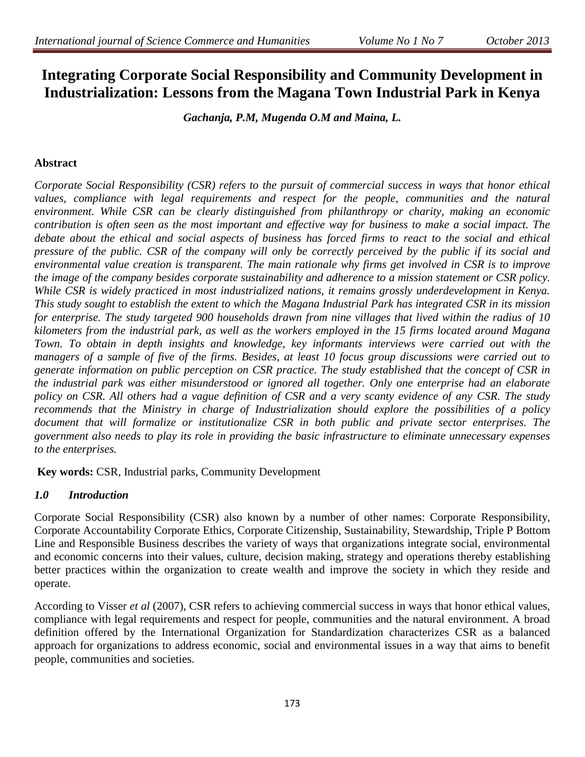# Integrating Corporate Social Responsibility and Community Development in Industrialization: Lessons from the Magana Town Industrial Park in Kenya

***Gachanja, P.M, Mugenda O.M and Maina, L.***

## Abstract

*Corporate Social Responsibility (CSR) refers to the pursuit of commercial success in ways that honor ethical values, compliance with legal requirements and respect for the people, communities and the natural environment. While CSR can be clearly distinguished from philanthropy or charity, making an economic contribution is often seen as the most important and effective way for business to make a social impact. The debate about the ethical and social aspects of business has forced firms to react to the social and ethical pressure of the public. CSR of the company will only be correctly perceived by the public if its social and environmental value creation is transparent. The main rationale why firms get involved in CSR is to improve the image of the company besides corporate sustainability and adherence to a mission statement or CSR policy. While CSR is widely practiced in most industrialized nations, it remains grossly underdevelopment in Kenya. This study sought to establish the extent to which the Magana Industrial Park has integrated CSR in its mission for enterprise. The study targeted 900 households drawn from nine villages that lived within the radius of 10 kilometers from the industrial park, as well as the workers employed in the 15 firms located around Magana Town. To obtain in depth insights and knowledge, key informants interviews were carried out with the managers of a sample of five of the firms. Besides, at least 10 focus group discussions were carried out to generate information on public perception on CSR practice. The study established that the concept of CSR in the industrial park was either misunderstood or ignored all together. Only one enterprise had an elaborate policy on CSR. All others had a vague definition of CSR and a very scanty evidence of any CSR. The study recommends that the Ministry in charge of Industrialization should explore the possibilities of a policy document that will formalize or institutionalize CSR in both public and private sector enterprises. The government also needs to play its role in providing the basic infrastructure to eliminate unnecessary expenses to the enterprises.*

**Key words:** CSR, Industrial parks, Community Development

## *1.0 Introduction*

Corporate Social Responsibility (CSR) also known by a number of other names: Corporate Responsibility, Corporate Accountability Corporate Ethics, Corporate Citizenship, Sustainability, Stewardship, Triple P Bottom Line and Responsible Business describes the variety of ways that organizations integrate social, environmental and economic concerns into their values, culture, decision making, strategy and operations thereby establishing better practices within the organization to create wealth and improve the society in which they reside and operate.

According to Visser *et al* (2007), CSR refers to achieving commercial success in ways that honor ethical values, compliance with legal requirements and respect for people, communities and the natural environment. A broad definition offered by the International Organization for Standardization characterizes CSR as a balanced approach for organizations to address economic, social and environmental issues in a way that aims to benefit people, communities and societies.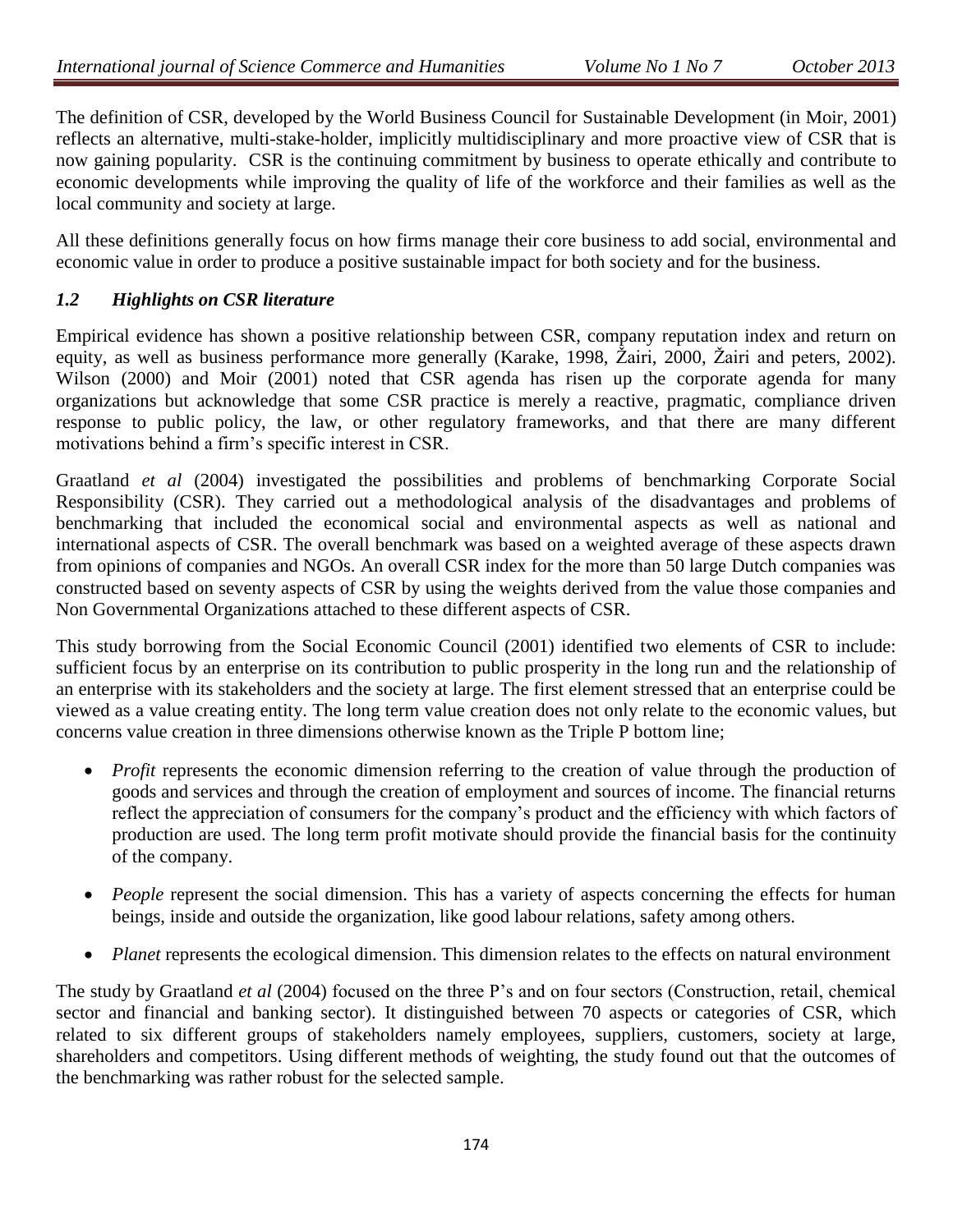The definition of CSR, developed by the World Business Council for Sustainable Development (in Moir, 2001) reflects an alternative, multi-stake-holder, implicitly multidisciplinary and more proactive view of CSR that is now gaining popularity. CSR is the continuing commitment by business to operate ethically and contribute to economic developments while improving the quality of life of the workforce and their families as well as the local community and society at large.

All these definitions generally focus on how firms manage their core business to add social, environmental and economic value in order to produce a positive sustainable impact for both society and for the business.

### *1.2 Highlights on CSR literature*

Empirical evidence has shown a positive relationship between CSR, company reputation index and return on equity, as well as business performance more generally (Karake, 1998, Žairi, 2000, Žairi and peters, 2002). Wilson (2000) and Moir (2001) noted that CSR agenda has risen up the corporate agenda for many organizations but acknowledge that some CSR practice is merely a reactive, pragmatic, compliance driven response to public policy, the law, or other regulatory frameworks, and that there are many different motivations behind a firm's specific interest in CSR.

Graatland *et al* (2004) investigated the possibilities and problems of benchmarking Corporate Social Responsibility (CSR). They carried out a methodological analysis of the disadvantages and problems of benchmarking that included the economical social and environmental aspects as well as national and international aspects of CSR. The overall benchmark was based on a weighted average of these aspects drawn from opinions of companies and NGOs. An overall CSR index for the more than 50 large Dutch companies was constructed based on seventy aspects of CSR by using the weights derived from the value those companies and Non Governmental Organizations attached to these different aspects of CSR.

This study borrowing from the Social Economic Council (2001) identified two elements of CSR to include: sufficient focus by an enterprise on its contribution to public prosperity in the long run and the relationship of an enterprise with its stakeholders and the society at large. The first element stressed that an enterprise could be viewed as a value creating entity. The long term value creation does not only relate to the economic values, but concerns value creation in three dimensions otherwise known as the Triple P bottom line;

- *Profit* represents the economic dimension referring to the creation of value through the production of goods and services and through the creation of employment and sources of income. The financial returns reflect the appreciation of consumers for the company's product and the efficiency with which factors of production are used. The long term profit motivate should provide the financial basis for the continuity of the company.
- *People* represent the social dimension. This has a variety of aspects concerning the effects for human beings, inside and outside the organization, like good labour relations, safety among others.
- *Planet* represents the ecological dimension. This dimension relates to the effects on natural environment

The study by Graatland *et al* (2004) focused on the three P's and on four sectors (Construction, retail, chemical sector and financial and banking sector). It distinguished between 70 aspects or categories of CSR, which related to six different groups of stakeholders namely employees, suppliers, customers, society at large, shareholders and competitors. Using different methods of weighting, the study found out that the outcomes of the benchmarking was rather robust for the selected sample.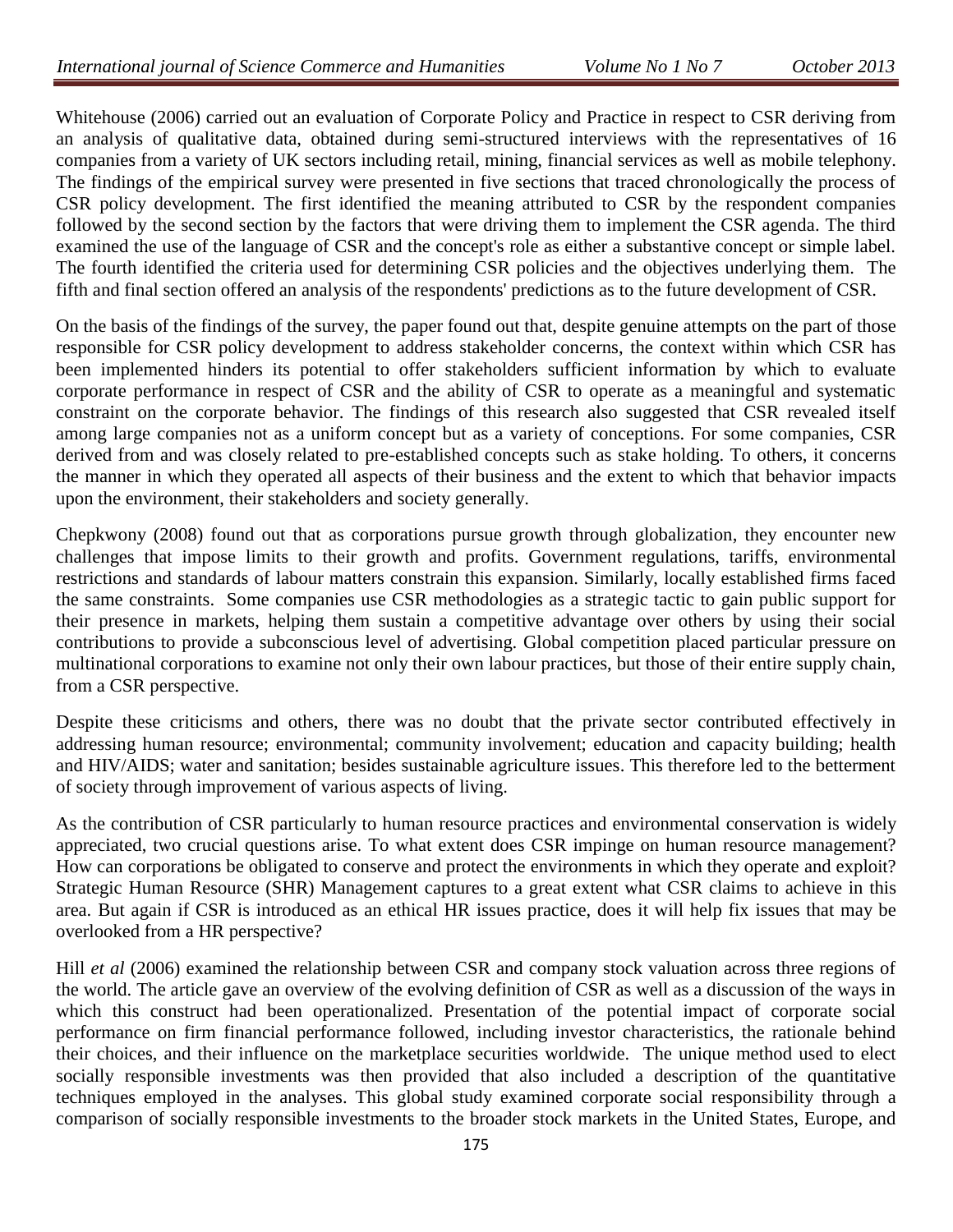Whitehouse (2006) carried out an evaluation of Corporate Policy and Practice in respect to CSR deriving from an analysis of qualitative data, obtained during semi-structured interviews with the representatives of 16 companies from a variety of UK sectors including retail, mining, financial services as well as mobile telephony. The findings of the empirical survey were presented in five sections that traced chronologically the process of CSR policy development. The first identified the meaning attributed to CSR by the respondent companies followed by the second section by the factors that were driving them to implement the CSR agenda. The third examined the use of the language of CSR and the concept's role as either a substantive concept or simple label. The fourth identified the criteria used for determining CSR policies and the objectives underlying them. The fifth and final section offered an analysis of the respondents' predictions as to the future development of CSR.

On the basis of the findings of the survey, the paper found out that, despite genuine attempts on the part of those responsible for CSR policy development to address stakeholder concerns, the context within which CSR has been implemented hinders its potential to offer stakeholders sufficient information by which to evaluate corporate performance in respect of CSR and the ability of CSR to operate as a meaningful and systematic constraint on the corporate behavior. The findings of this research also suggested that CSR revealed itself among large companies not as a uniform concept but as a variety of conceptions. For some companies, CSR derived from and was closely related to pre-established concepts such as stake holding. To others, it concerns the manner in which they operated all aspects of their business and the extent to which that behavior impacts upon the environment, their stakeholders and society generally.

Chepkwony (2008) found out that as corporations pursue growth through globalization, they encounter new challenges that impose limits to their growth and profits. Government regulations, tariffs, environmental restrictions and standards of labour matters constrain this expansion. Similarly, locally established firms faced the same constraints. Some companies use CSR methodologies as a strategic tactic to gain public support for their presence in markets, helping them sustain a competitive advantage over others by using their social contributions to provide a subconscious level of advertising. Global competition placed particular pressure on multinational corporations to examine not only their own labour practices, but those of their entire supply chain, from a CSR perspective.

Despite these criticisms and others, there was no doubt that the private sector contributed effectively in addressing human resource; environmental; community involvement; education and capacity building; health and HIV/AIDS; water and sanitation; besides sustainable agriculture issues. This therefore led to the betterment of society through improvement of various aspects of living.

As the contribution of CSR particularly to human resource practices and environmental conservation is widely appreciated, two crucial questions arise. To what extent does CSR impinge on human resource management? How can corporations be obligated to conserve and protect the environments in which they operate and exploit? Strategic Human Resource (SHR) Management captures to a great extent what CSR claims to achieve in this area. But again if CSR is introduced as an ethical HR issues practice, does it will help fix issues that may be overlooked from a HR perspective?

Hill *et al* (2006) examined the relationship between CSR and company stock valuation across three regions of the world. The article gave an overview of the evolving definition of CSR as well as a discussion of the ways in which this construct had been operationalized. Presentation of the potential impact of corporate social performance on firm financial performance followed, including investor characteristics, the rationale behind their choices, and their influence on the marketplace securities worldwide. The unique method used to elect socially responsible investments was then provided that also included a description of the quantitative techniques employed in the analyses. This global study examined corporate social responsibility through a comparison of socially responsible investments to the broader stock markets in the United States, Europe, and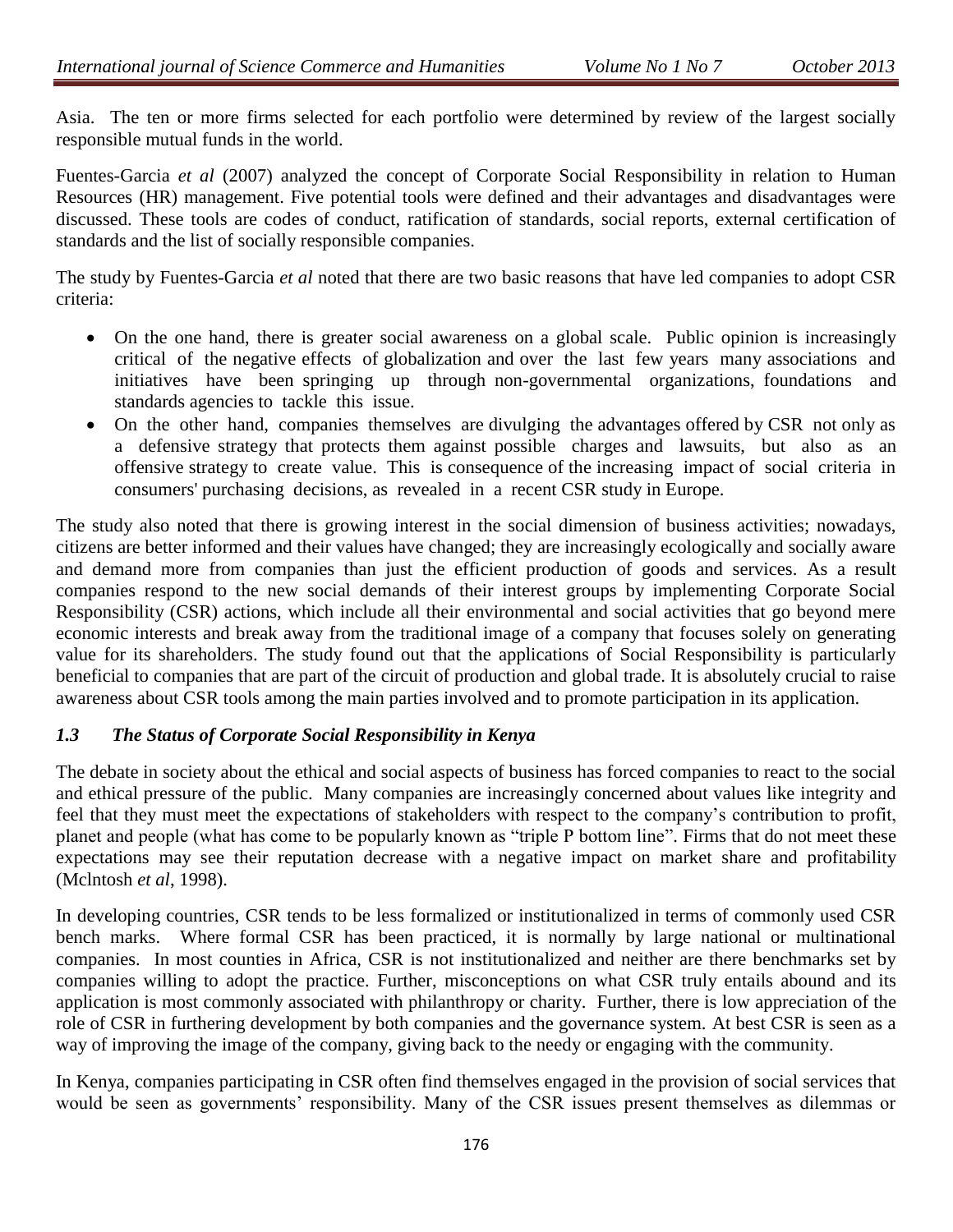Asia. The ten or more firms selected for each portfolio were determined by review of the largest socially responsible mutual funds in the world.

Fuentes-Garcia *et al* (2007) analyzed the concept of Corporate Social Responsibility in relation to Human Resources (HR) management. Five potential tools were defined and their advantages and disadvantages were discussed. These tools are codes of conduct, ratification of standards, social reports, external certification of standards and the list of socially responsible companies.

The study by Fuentes-Garcia *et al* noted that there are two basic reasons that have led companies to adopt CSR criteria:

- On the one hand, there is greater social awareness on a global scale. Public opinion is increasingly critical of the negative effects of globalization and over the last few years many associations and initiatives have been springing up through non-governmental organizations, foundations and standards agencies to tackle this issue.
- On the other hand, companies themselves are divulging the advantages offered by CSR not only as a defensive strategy that protects them against possible charges and lawsuits, but also as an offensive strategy to create value. This is consequence of the increasing impact of social criteria in consumers' purchasing decisions, as revealed in a recent CSR study in Europe.

The study also noted that there is growing interest in the social dimension of business activities; nowadays, citizens are better informed and their values have changed; they are increasingly ecologically and socially aware and demand more from companies than just the efficient production of goods and services. As a result companies respond to the new social demands of their interest groups by implementing Corporate Social Responsibility (CSR) actions, which include all their environmental and social activities that go beyond mere economic interests and break away from the traditional image of a company that focuses solely on generating value for its shareholders. The study found out that the applications of Social Responsibility is particularly beneficial to companies that are part of the circuit of production and global trade. It is absolutely crucial to raise awareness about CSR tools among the main parties involved and to promote participation in its application.

### *1.3 The Status of Corporate Social Responsibility in Kenya*

The debate in society about the ethical and social aspects of business has forced companies to react to the social and ethical pressure of the public. Many companies are increasingly concerned about values like integrity and feel that they must meet the expectations of stakeholders with respect to the company's contribution to profit, planet and people (what has come to be popularly known as "triple P bottom line". Firms that do not meet these expectations may see their reputation decrease with a negative impact on market share and profitability (Mclntosh *et al*, 1998).

In developing countries, CSR tends to be less formalized or institutionalized in terms of commonly used CSR bench marks. Where formal CSR has been practiced, it is normally by large national or multinational companies. In most counties in Africa, CSR is not institutionalized and neither are there benchmarks set by companies willing to adopt the practice. Further, misconceptions on what CSR truly entails abound and its application is most commonly associated with philanthropy or charity. Further, there is low appreciation of the role of CSR in furthering development by both companies and the governance system. At best CSR is seen as a way of improving the image of the company, giving back to the needy or engaging with the community.

In Kenya, companies participating in CSR often find themselves engaged in the provision of social services that would be seen as governments' responsibility. Many of the CSR issues present themselves as dilemmas or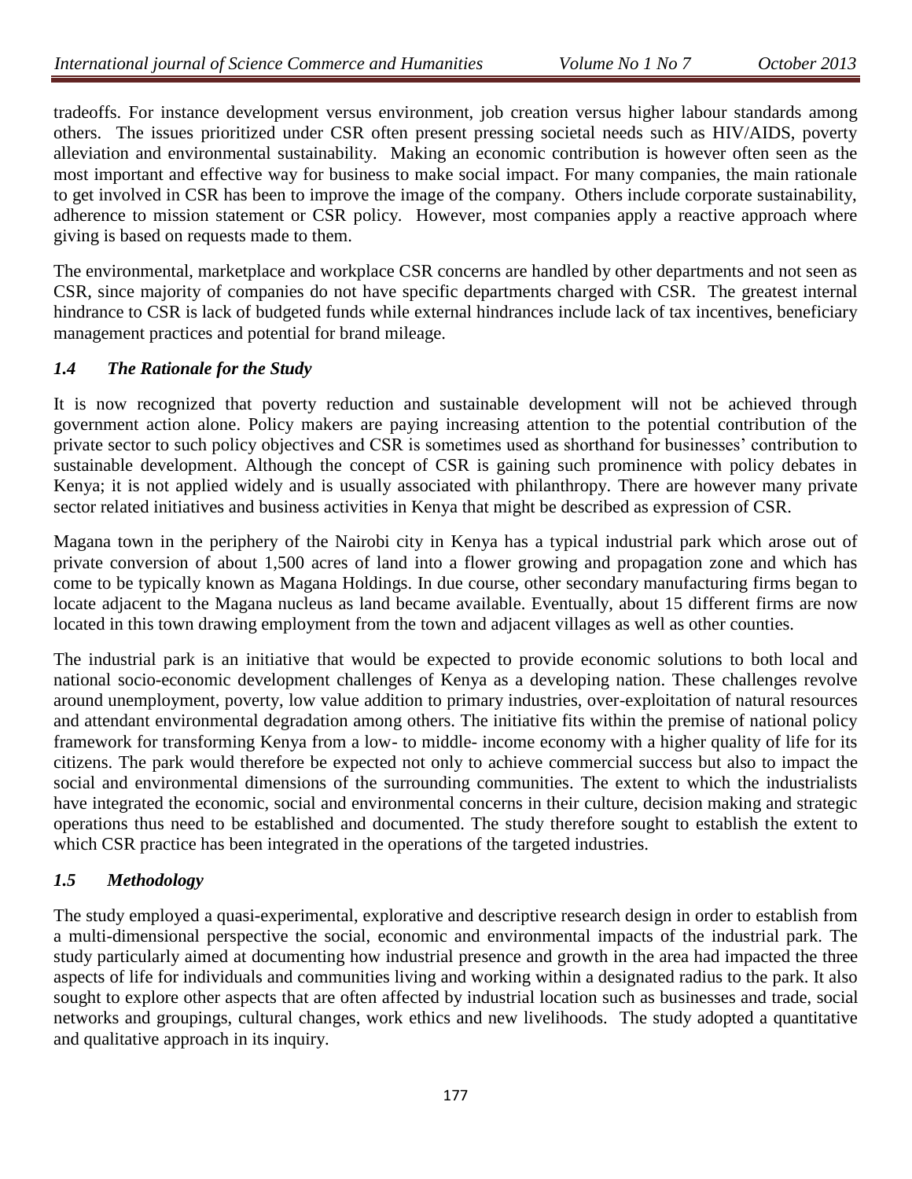tradeoffs. For instance development versus environment, job creation versus higher labour standards among others. The issues prioritized under CSR often present pressing societal needs such as HIV/AIDS, poverty alleviation and environmental sustainability. Making an economic contribution is however often seen as the most important and effective way for business to make social impact. For many companies, the main rationale to get involved in CSR has been to improve the image of the company. Others include corporate sustainability, adherence to mission statement or CSR policy. However, most companies apply a reactive approach where giving is based on requests made to them.

The environmental, marketplace and workplace CSR concerns are handled by other departments and not seen as CSR, since majority of companies do not have specific departments charged with CSR. The greatest internal hindrance to CSR is lack of budgeted funds while external hindrances include lack of tax incentives, beneficiary management practices and potential for brand mileage.

### *1.4 The Rationale for the Study*

It is now recognized that poverty reduction and sustainable development will not be achieved through government action alone. Policy makers are paying increasing attention to the potential contribution of the private sector to such policy objectives and CSR is sometimes used as shorthand for businesses' contribution to sustainable development. Although the concept of CSR is gaining such prominence with policy debates in Kenya; it is not applied widely and is usually associated with philanthropy. There are however many private sector related initiatives and business activities in Kenya that might be described as expression of CSR.

Magana town in the periphery of the Nairobi city in Kenya has a typical industrial park which arose out of private conversion of about 1,500 acres of land into a flower growing and propagation zone and which has come to be typically known as Magana Holdings. In due course, other secondary manufacturing firms began to locate adjacent to the Magana nucleus as land became available. Eventually, about 15 different firms are now located in this town drawing employment from the town and adjacent villages as well as other counties.

The industrial park is an initiative that would be expected to provide economic solutions to both local and national socio-economic development challenges of Kenya as a developing nation. These challenges revolve around unemployment, poverty, low value addition to primary industries, over-exploitation of natural resources and attendant environmental degradation among others. The initiative fits within the premise of national policy framework for transforming Kenya from a low- to middle- income economy with a higher quality of life for its citizens. The park would therefore be expected not only to achieve commercial success but also to impact the social and environmental dimensions of the surrounding communities. The extent to which the industrialists have integrated the economic, social and environmental concerns in their culture, decision making and strategic operations thus need to be established and documented. The study therefore sought to establish the extent to which CSR practice has been integrated in the operations of the targeted industries.

### *1.5 Methodology*

The study employed a quasi-experimental, explorative and descriptive research design in order to establish from a multi-dimensional perspective the social, economic and environmental impacts of the industrial park. The study particularly aimed at documenting how industrial presence and growth in the area had impacted the three aspects of life for individuals and communities living and working within a designated radius to the park. It also sought to explore other aspects that are often affected by industrial location such as businesses and trade, social networks and groupings, cultural changes, work ethics and new livelihoods. The study adopted a quantitative and qualitative approach in its inquiry.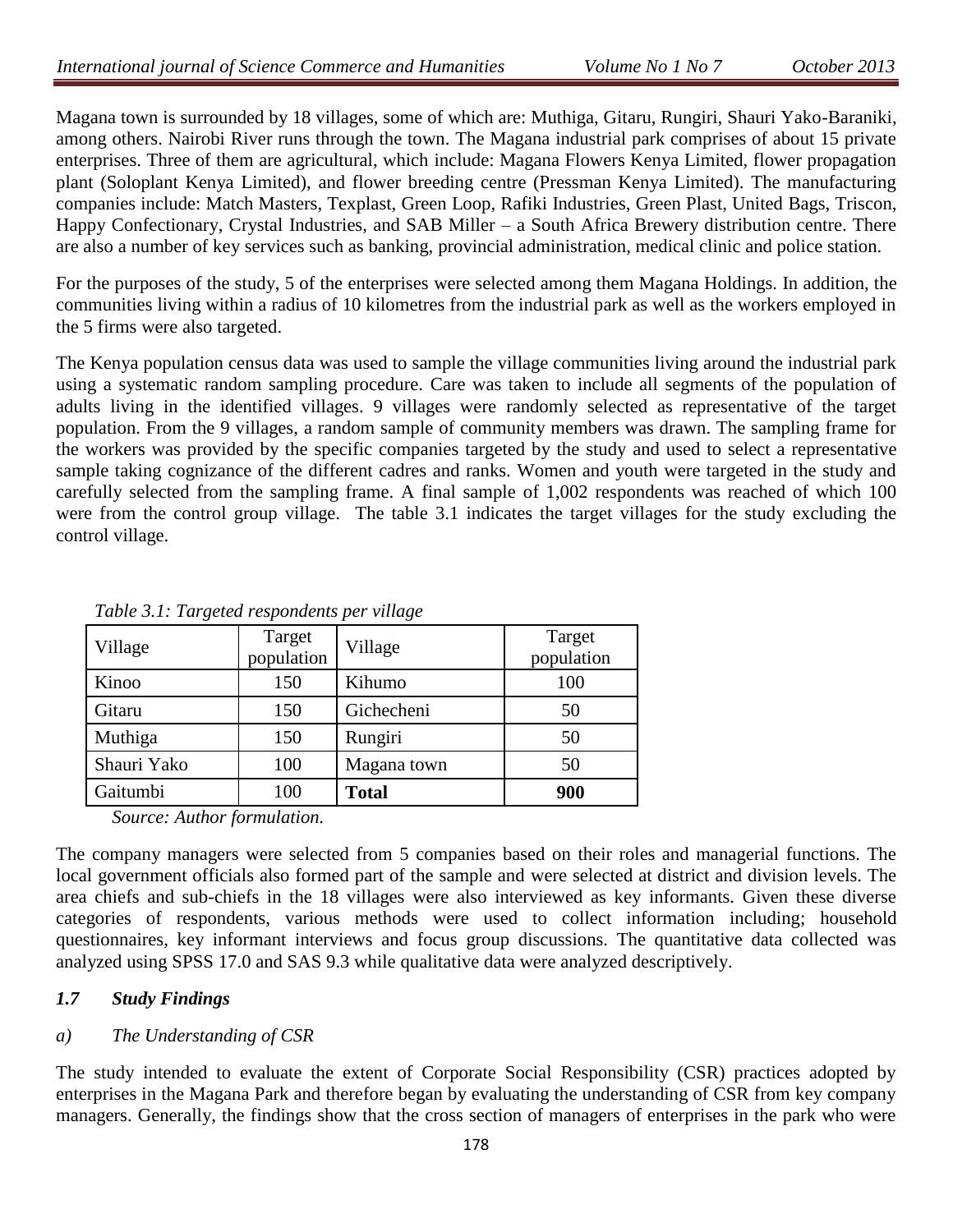Magana town is surrounded by 18 villages, some of which are: Muthiga, Gitaru, Rungiri, Shauri Yako-Baraniki, among others. Nairobi River runs through the town. The Magana industrial park comprises of about 15 private enterprises. Three of them are agricultural, which include: Magana Flowers Kenya Limited, flower propagation plant (Soloplant Kenya Limited), and flower breeding centre (Pressman Kenya Limited). The manufacturing companies include: Match Masters, Texplast, Green Loop, Rafiki Industries, Green Plast, United Bags, Triscon, Happy Confectionary, Crystal Industries, and SAB Miller – a South Africa Brewery distribution centre. There are also a number of key services such as banking, provincial administration, medical clinic and police station.

For the purposes of the study, 5 of the enterprises were selected among them Magana Holdings. In addition, the communities living within a radius of 10 kilometres from the industrial park as well as the workers employed in the 5 firms were also targeted.

The Kenya population census data was used to sample the village communities living around the industrial park using a systematic random sampling procedure. Care was taken to include all segments of the population of adults living in the identified villages. 9 villages were randomly selected as representative of the target population. From the 9 villages, a random sample of community members was drawn. The sampling frame for the workers was provided by the specific companies targeted by the study and used to select a representative sample taking cognizance of the different cadres and ranks. Women and youth were targeted in the study and carefully selected from the sampling frame. A final sample of 1,002 respondents was reached of which 100 were from the control group village. The table 3.1 indicates the target villages for the study excluding the control village.

*Table 3.1: Targeted respondents per village*

| Village | Target population | Village | Target population |
|---|---|---|---|
| Kinoo | 150 | Kihumo | 100 |
| Gitaru | 150 | Gichecheni | 50 |
| Muthiga | 150 | Rungiri | 50 |
| Shauri Yako | 100 | Magana town | 50 |
| Gaitumbi | 100 | **Total** | **900** |

*Source: Author formulation.*

The company managers were selected from 5 companies based on their roles and managerial functions. The local government officials also formed part of the sample and were selected at district and division levels. The area chiefs and sub-chiefs in the 18 villages were also interviewed as key informants. Given these diverse categories of respondents, various methods were used to collect information including; household questionnaires, key informant interviews and focus group discussions. The quantitative data collected was analyzed using SPSS 17.0 and SAS 9.3 while qualitative data were analyzed descriptively.

### *1.7 Study Findings*

#### *a) The Understanding of CSR*

The study intended to evaluate the extent of Corporate Social Responsibility (CSR) practices adopted by enterprises in the Magana Park and therefore began by evaluating the understanding of CSR from key company managers. Generally, the findings show that the cross section of managers of enterprises in the park who were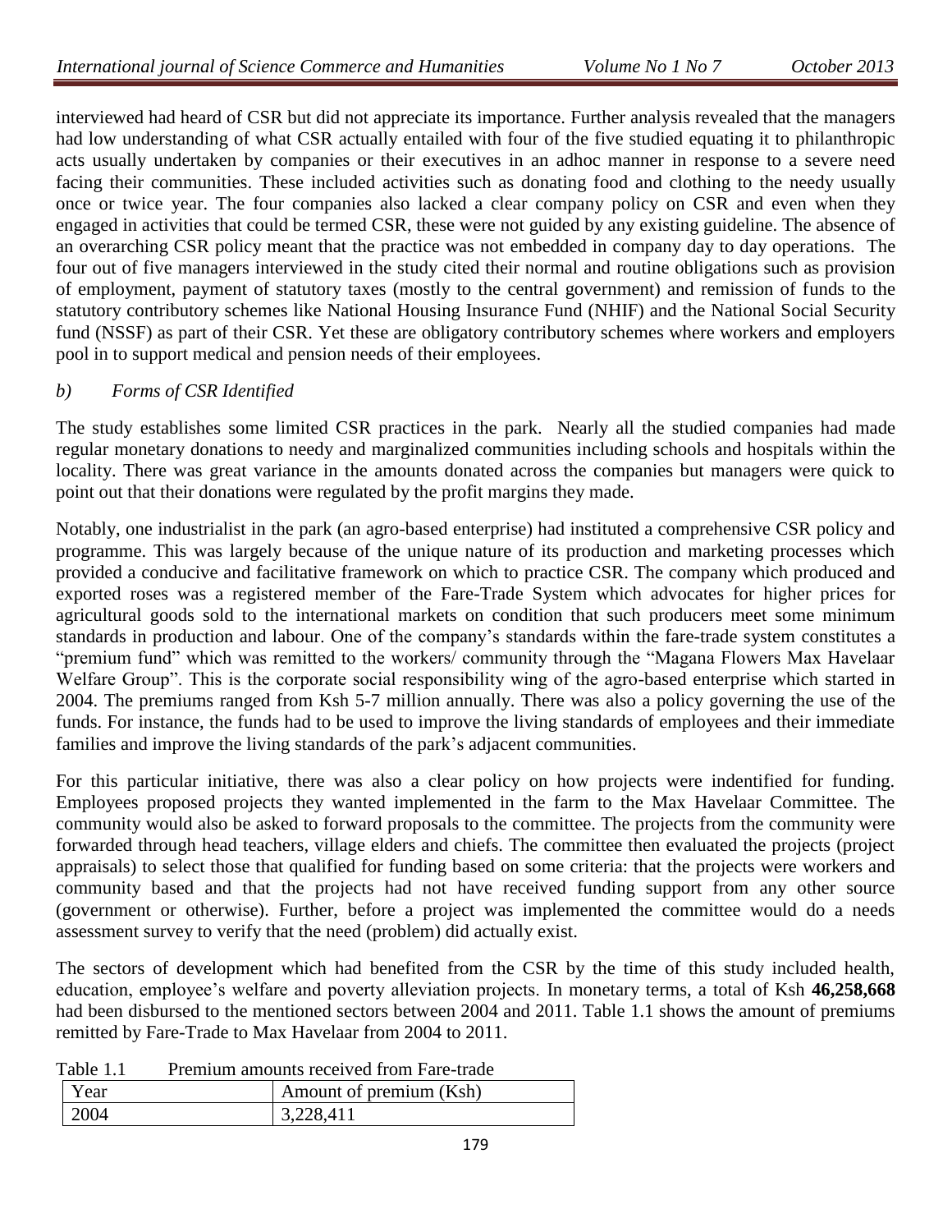interviewed had heard of CSR but did not appreciate its importance. Further analysis revealed that the managers had low understanding of what CSR actually entailed with four of the five studied equating it to philanthropic acts usually undertaken by companies or their executives in an adhoc manner in response to a severe need facing their communities. These included activities such as donating food and clothing to the needy usually once or twice year. The four companies also lacked a clear company policy on CSR and even when they engaged in activities that could be termed CSR, these were not guided by any existing guideline. The absence of an overarching CSR policy meant that the practice was not embedded in company day to day operations. The four out of five managers interviewed in the study cited their normal and routine obligations such as provision of employment, payment of statutory taxes (mostly to the central government) and remission of funds to the statutory contributory schemes like National Housing Insurance Fund (NHIF) and the National Social Security fund (NSSF) as part of their CSR. Yet these are obligatory contributory schemes where workers and employers pool in to support medical and pension needs of their employees.

### *b) Forms of CSR Identified*

The study establishes some limited CSR practices in the park. Nearly all the studied companies had made regular monetary donations to needy and marginalized communities including schools and hospitals within the locality. There was great variance in the amounts donated across the companies but managers were quick to point out that their donations were regulated by the profit margins they made.

Notably, one industrialist in the park (an agro-based enterprise) had instituted a comprehensive CSR policy and programme. This was largely because of the unique nature of its production and marketing processes which provided a conducive and facilitative framework on which to practice CSR. The company which produced and exported roses was a registered member of the Fare-Trade System which advocates for higher prices for agricultural goods sold to the international markets on condition that such producers meet some minimum standards in production and labour. One of the company's standards within the fare-trade system constitutes a "premium fund" which was remitted to the workers/ community through the "Magana Flowers Max Havelaar Welfare Group". This is the corporate social responsibility wing of the agro-based enterprise which started in 2004. The premiums ranged from Ksh 5-7 million annually. There was also a policy governing the use of the funds. For instance, the funds had to be used to improve the living standards of employees and their immediate families and improve the living standards of the park's adjacent communities.

For this particular initiative, there was also a clear policy on how projects were indentified for funding. Employees proposed projects they wanted implemented in the farm to the Max Havelaar Committee. The community would also be asked to forward proposals to the committee. The projects from the community were forwarded through head teachers, village elders and chiefs. The committee then evaluated the projects (project appraisals) to select those that qualified for funding based on some criteria: that the projects were workers and community based and that the projects had not have received funding support from any other source (government or otherwise). Further, before a project was implemented the committee would do a needs assessment survey to verify that the need (problem) did actually exist.

The sectors of development which had benefited from the CSR by the time of this study included health, education, employee's welfare and poverty alleviation projects. In monetary terms, a total of Ksh **46,258,668** had been disbursed to the mentioned sectors between 2004 and 2011. Table 1.1 shows the amount of premiums remitted by Fare-Trade to Max Havelaar from 2004 to 2011.

Table 1.1 Premium amounts received from Fare-trade

| Year | Amount of premium (Ksh) |
|---|---|
| 2004 | 3,228,411 |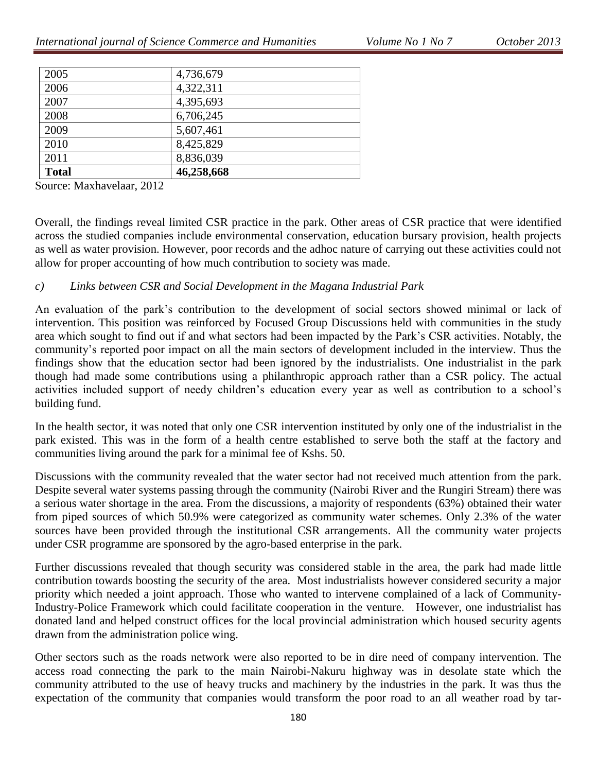| 2005 | 4,736,679 |
|---|---|
| 2006 | 4,322,311 |
| 2007 | 4,395,693 |
| 2008 | 6,706,245 |
| 2009 | 5,607,461 |
| 2010 | 8,425,829 |
| 2011 | 8,836,039 |
| **Total** | **46,258,668** |

Source: Maxhavelaar, 2012

Overall, the findings reveal limited CSR practice in the park. Other areas of CSR practice that were identified across the studied companies include environmental conservation, education bursary provision, health projects as well as water provision. However, poor records and the adhoc nature of carrying out these activities could not allow for proper accounting of how much contribution to society was made.

*c) Links between CSR and Social Development in the Magana Industrial Park*

An evaluation of the park's contribution to the development of social sectors showed minimal or lack of intervention. This position was reinforced by Focused Group Discussions held with communities in the study area which sought to find out if and what sectors had been impacted by the Park's CSR activities. Notably, the community's reported poor impact on all the main sectors of development included in the interview. Thus the findings show that the education sector had been ignored by the industrialists. One industrialist in the park though had made some contributions using a philanthropic approach rather than a CSR policy. The actual activities included support of needy children's education every year as well as contribution to a school's building fund.

In the health sector, it was noted that only one CSR intervention instituted by only one of the industrialist in the park existed. This was in the form of a health centre established to serve both the staff at the factory and communities living around the park for a minimal fee of Kshs. 50.

Discussions with the community revealed that the water sector had not received much attention from the park. Despite several water systems passing through the community (Nairobi River and the Rungiri Stream) there was a serious water shortage in the area. From the discussions, a majority of respondents (63%) obtained their water from piped sources of which 50.9% were categorized as community water schemes. Only 2.3% of the water sources have been provided through the institutional CSR arrangements. All the community water projects under CSR programme are sponsored by the agro-based enterprise in the park.

Further discussions revealed that though security was considered stable in the area, the park had made little contribution towards boosting the security of the area. Most industrialists however considered security a major priority which needed a joint approach. Those who wanted to intervene complained of a lack of Community-Industry-Police Framework which could facilitate cooperation in the venture. However, one industrialist has donated land and helped construct offices for the local provincial administration which housed security agents drawn from the administration police wing.

Other sectors such as the roads network were also reported to be in dire need of company intervention. The access road connecting the park to the main Nairobi-Nakuru highway was in desolate state which the community attributed to the use of heavy trucks and machinery by the industries in the park. It was thus the expectation of the community that companies would transform the poor road to an all weather road by tar-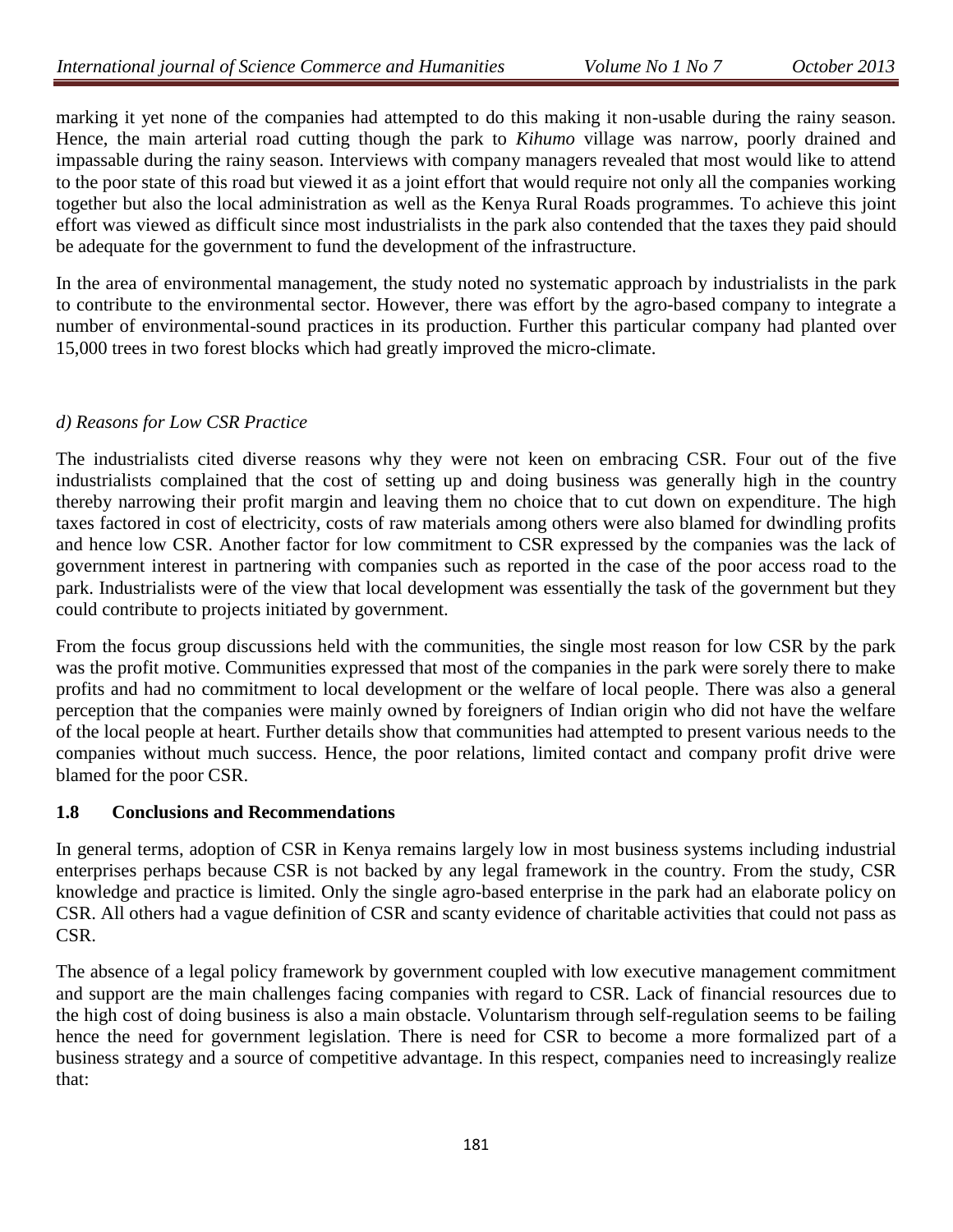marking it yet none of the companies had attempted to do this making it non-usable during the rainy season. Hence, the main arterial road cutting though the park to *Kihumo* village was narrow, poorly drained and impassable during the rainy season. Interviews with company managers revealed that most would like to attend to the poor state of this road but viewed it as a joint effort that would require not only all the companies working together but also the local administration as well as the Kenya Rural Roads programmes. To achieve this joint effort was viewed as difficult since most industrialists in the park also contended that the taxes they paid should be adequate for the government to fund the development of the infrastructure.

In the area of environmental management, the study noted no systematic approach by industrialists in the park to contribute to the environmental sector. However, there was effort by the agro-based company to integrate a number of environmental-sound practices in its production. Further this particular company had planted over 15,000 trees in two forest blocks which had greatly improved the micro-climate.

### *d) Reasons for Low CSR Practice*

The industrialists cited diverse reasons why they were not keen on embracing CSR. Four out of the five industrialists complained that the cost of setting up and doing business was generally high in the country thereby narrowing their profit margin and leaving them no choice that to cut down on expenditure. The high taxes factored in cost of electricity, costs of raw materials among others were also blamed for dwindling profits and hence low CSR. Another factor for low commitment to CSR expressed by the companies was the lack of government interest in partnering with companies such as reported in the case of the poor access road to the park. Industrialists were of the view that local development was essentially the task of the government but they could contribute to projects initiated by government.

From the focus group discussions held with the communities, the single most reason for low CSR by the park was the profit motive. Communities expressed that most of the companies in the park were sorely there to make profits and had no commitment to local development or the welfare of local people. There was also a general perception that the companies were mainly owned by foreigners of Indian origin who did not have the welfare of the local people at heart. Further details show that communities had attempted to present various needs to the companies without much success. Hence, the poor relations, limited contact and company profit drive were blamed for the poor CSR.

## 1.8 Conclusions and Recommendations

In general terms, adoption of CSR in Kenya remains largely low in most business systems including industrial enterprises perhaps because CSR is not backed by any legal framework in the country. From the study, CSR knowledge and practice is limited. Only the single agro-based enterprise in the park had an elaborate policy on CSR. All others had a vague definition of CSR and scanty evidence of charitable activities that could not pass as CSR.

The absence of a legal policy framework by government coupled with low executive management commitment and support are the main challenges facing companies with regard to CSR. Lack of financial resources due to the high cost of doing business is also a main obstacle. Voluntarism through self-regulation seems to be failing hence the need for government legislation. There is need for CSR to become a more formalized part of a business strategy and a source of competitive advantage. In this respect, companies need to increasingly realize that: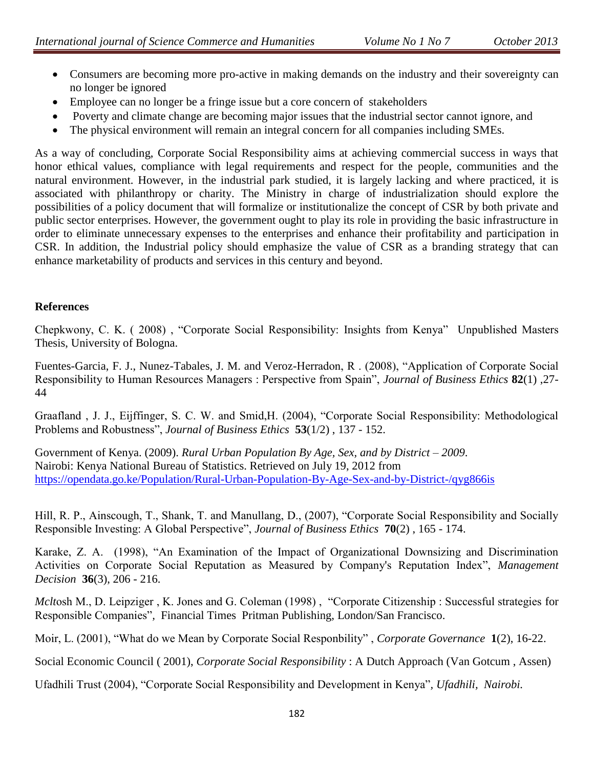- Consumers are becoming more pro-active in making demands on the industry and their sovereignty can no longer be ignored
- Employee can no longer be a fringe issue but a core concern of stakeholders
- Poverty and climate change are becoming major issues that the industrial sector cannot ignore, and
- The physical environment will remain an integral concern for all companies including SMEs.

As a way of concluding, Corporate Social Responsibility aims at achieving commercial success in ways that honor ethical values, compliance with legal requirements and respect for the people, communities and the natural environment. However, in the industrial park studied, it is largely lacking and where practiced, it is associated with philanthropy or charity. The Ministry in charge of industrialization should explore the possibilities of a policy document that will formalize or institutionalize the concept of CSR by both private and public sector enterprises. However, the government ought to play its role in providing the basic infrastructure in order to eliminate unnecessary expenses to the enterprises and enhance their profitability and participation in CSR. In addition, the Industrial policy should emphasize the value of CSR as a branding strategy that can enhance marketability of products and services in this century and beyond.

## References

Chepkwony, C. K. ( 2008) , "Corporate Social Responsibility: Insights from Kenya" Unpublished Masters Thesis, University of Bologna.

Fuentes-Garcia, F. J., Nunez-Tabales, J. M. and Veroz-Herradon, R . (2008), "Application of Corporate Social Responsibility to Human Resources Managers : Perspective from Spain", *Journal of Business Ethics* **82**(1) ,27-44

Graafland , J. J., Eijffinger, S. C. W. and Smid,H. (2004), "Corporate Social Responsibility: Methodological Problems and Robustness", *Journal of Business Ethics* **53**(1/2) , 137 - 152.

Government of Kenya. (2009). *Rural Urban Population By Age, Sex, and by District – 2009.* Nairobi: Kenya National Bureau of Statistics. Retrieved on July 19, 2012 from https://opendata.go.ke/Population/Rural-Urban-Population-By-Age-Sex-and-by-District-/qyg866is

Hill, R. P., Ainscough, T., Shank, T. and Manullang, D., (2007), "Corporate Social Responsibility and Socially Responsible Investing: A Global Perspective", *Journal of Business Ethics* **70**(2) , 165 - 174.

Karake, Z. A. (1998), "An Examination of the Impact of Organizational Downsizing and Discrimination Activities on Corporate Social Reputation as Measured by Company's Reputation Index", *Management Decision* **36**(3), 206 - 216.

*Mclt*osh M., D. Leipziger , K. Jones and G. Coleman (1998) , "Corporate Citizenship : Successful strategies for Responsible Companies", Financial Times Pritman Publishing, London/San Francisco.

Moir, L. (2001), "What do we Mean by Corporate Social Responbility" , *Corporate Governance* **1**(2), 16-22.

Social Economic Council ( 2001), *Corporate Social Responsibility* : A Dutch Approach (Van Gotcum , Assen)

Ufadhili Trust (2004), "Corporate Social Responsibility and Development in Kenya", *Ufadhili, Nairobi.*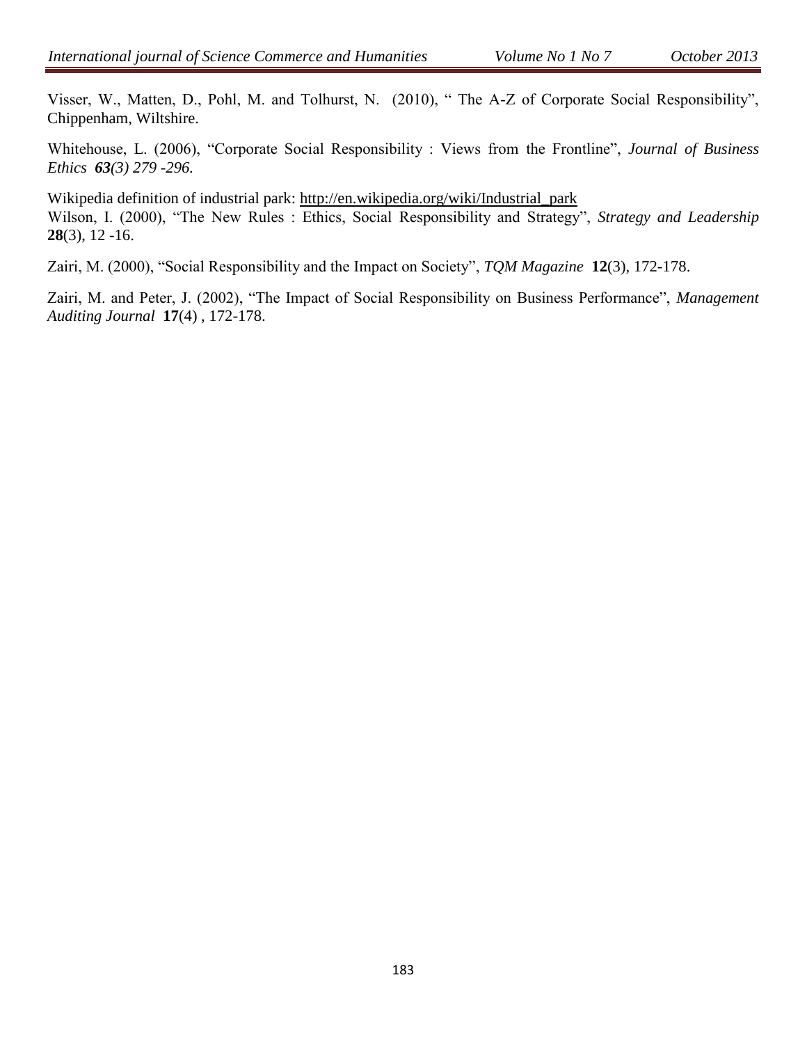Visser, W., Matten, D., Pohl, M. and Tolhurst, N. (2010), " The A-Z of Corporate Social Responsibility", Chippenham, Wiltshire.

Whitehouse, L. (2006), "Corporate Social Responsibility : Views from the Frontline", *Journal of Business Ethics* ***63****(3) 279 -296.*

Wikipedia definition of industrial park: http://en.wikipedia.org/wiki/Industrial_park
Wilson, I. (2000), "The New Rules : Ethics, Social Responsibility and Strategy", *Strategy and Leadership* **28**(3), 12 -16.

Zairi, M. (2000), "Social Responsibility and the Impact on Society", *TQM Magazine* **12**(3), 172-178.

Zairi, M. and Peter, J. (2002), "The Impact of Social Responsibility on Business Performance", *Management Auditing Journal* **17**(4) , 172-178.